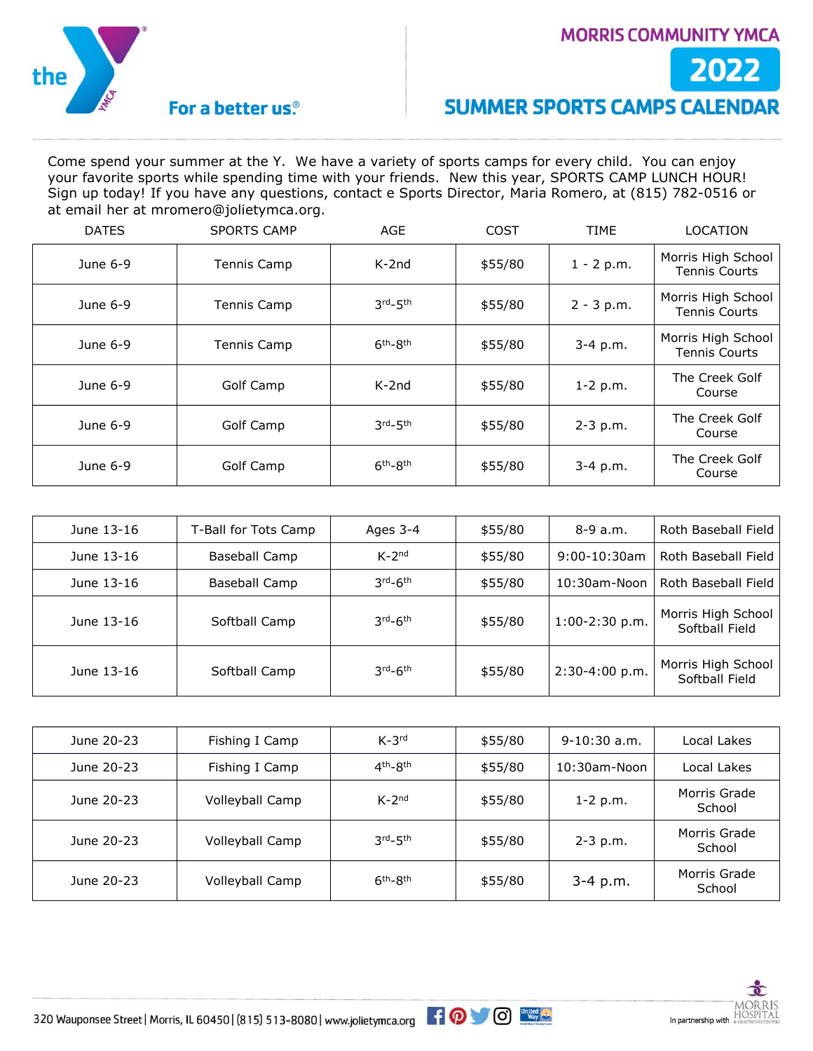# MORRIS COMMUNITY YMCA

## 2022

## SUMMER SPORTS CAMPS CALENDAR

For a better us.®

Come spend your summer at the Y. We have a variety of sports camps for every child. You can enjoy your favorite sports while spending time with your friends. New this year, SPORTS CAMP LUNCH HOUR! Sign up today! If you have any questions, contact e Sports Director, Maria Romero, at (815) 782-0516 or at email her at mromero@jolietymca.org.

| DATES | SPORTS CAMP | AGE | COST | TIME | LOCATION |
|---|---|---|---|---|---|
| June 6-9 | Tennis Camp | K-2nd | $55/80 | 1 - 2 p.m. | Morris High School Tennis Courts |
| June 6-9 | Tennis Camp | 3rd-5th | $55/80 | 2 - 3 p.m. | Morris High School Tennis Courts |
| June 6-9 | Tennis Camp | 6th-8th | $55/80 | 3-4 p.m. | Morris High School Tennis Courts |
| June 6-9 | Golf Camp | K-2nd | $55/80 | 1-2 p.m. | The Creek Golf Course |
| June 6-9 | Golf Camp | 3rd-5th | $55/80 | 2-3 p.m. | The Creek Golf Course |
| June 6-9 | Golf Camp | 6th-8th | $55/80 | 3-4 p.m. | The Creek Golf Course |
| June 13-16 | T-Ball for Tots Camp | Ages 3-4 | $55/80 | 8-9 a.m. | Roth Baseball Field |
| June 13-16 | Baseball Camp | K-2nd | $55/80 | 9:00-10:30am | Roth Baseball Field |
| June 13-16 | Baseball Camp | 3rd-6th | $55/80 | 10:30am-Noon | Roth Baseball Field |
| June 13-16 | Softball Camp | 3rd-6th | $55/80 | 1:00-2:30 p.m. | Morris High School Softball Field |
| June 13-16 | Softball Camp | 3rd-6th | $55/80 | 2:30-4:00 p.m. | Morris High School Softball Field |
| June 20-23 | Fishing I Camp | K-3rd | $55/80 | 9-10:30 a.m. | Local Lakes |
| June 20-23 | Fishing I Camp | 4th-8th | $55/80 | 10:30am-Noon | Local Lakes |
| June 20-23 | Volleyball Camp | K-2nd | $55/80 | 1-2 p.m. | Morris Grade School |
| June 20-23 | Volleyball Camp | 3rd-5th | $55/80 | 2-3 p.m. | Morris Grade School |
| June 20-23 | Volleyball Camp | 6th-8th | $55/80 | 3-4 p.m. | Morris Grade School |

320 Waupонsee Street | Morris, IL 60450 | (815) 513-8080 | www.jolietymca.org

In partnership with Morris Hospital & Healthcare Centers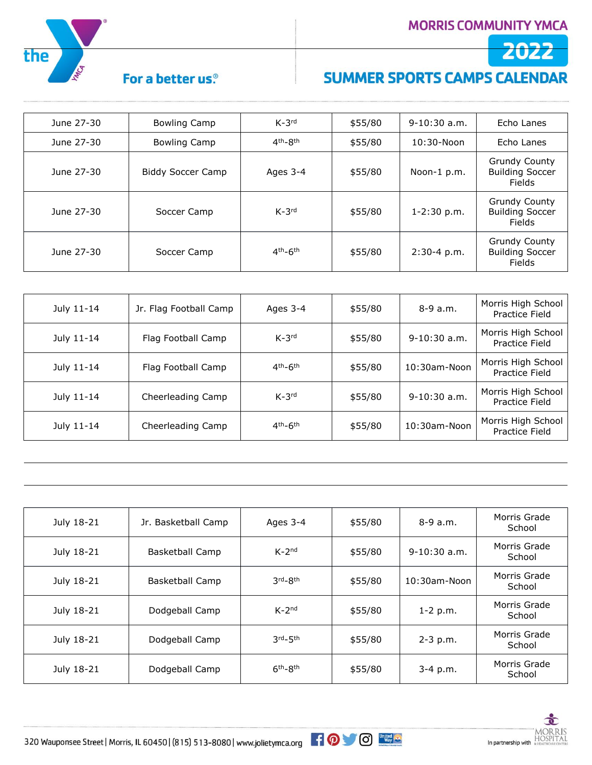MORRIS COMMUNITY YMCA

2022

# SUMMER SPORTS CAMPS CALENDAR

| | | | | | |
|---|---|---|---|---|---|
| June 27-30 | Bowling Camp | K-3rd | $55/80 | 9-10:30 a.m. | Echo Lanes |
| June 27-30 | Bowling Camp | 4th-8th | $55/80 | 10:30-Noon | Echo Lanes |
| June 27-30 | Biddy Soccer Camp | Ages 3-4 | $55/80 | Noon-1 p.m. | Grundy County Building Soccer Fields |
| June 27-30 | Soccer Camp | K-3rd | $55/80 | 1-2:30 p.m. | Grundy County Building Soccer Fields |
| June 27-30 | Soccer Camp | 4th-6th | $55/80 | 2:30-4 p.m. | Grundy County Building Soccer Fields |

| | | | | | |
|---|---|---|---|---|---|
| July 11-14 | Jr. Flag Football Camp | Ages 3-4 | $55/80 | 8-9 a.m. | Morris High School Practice Field |
| July 11-14 | Flag Football Camp | K-3rd | $55/80 | 9-10:30 a.m. | Morris High School Practice Field |
| July 11-14 | Flag Football Camp | 4th-6th | $55/80 | 10:30am-Noon | Morris High School Practice Field |
| July 11-14 | Cheerleading Camp | K-3rd | $55/80 | 9-10:30 a.m. | Morris High School Practice Field |
| July 11-14 | Cheerleading Camp | 4th-6th | $55/80 | 10:30am-Noon | Morris High School Practice Field |

| | | | | | |
|---|---|---|---|---|---|
| July 18-21 | Jr. Basketball Camp | Ages 3-4 | $55/80 | 8-9 a.m. | Morris Grade School |
| July 18-21 | Basketball Camp | K-2nd | $55/80 | 9-10:30 a.m. | Morris Grade School |
| July 18-21 | Basketball Camp | 3rd-8th | $55/80 | 10:30am-Noon | Morris Grade School |
| July 18-21 | Dodgeball Camp | K-2nd | $55/80 | 1-2 p.m. | Morris Grade School |
| July 18-21 | Dodgeball Camp | 3rd-5th | $55/80 | 2-3 p.m. | Morris Grade School |
| July 18-21 | Dodgeball Camp | 6th-8th | $55/80 | 3-4 p.m. | Morris Grade School |

320 Wauponsee Street | Morris, IL 60450 | (815) 513-8080 | www.jolietymca.org

In partnership with Morris Hospital & Healthcare Centers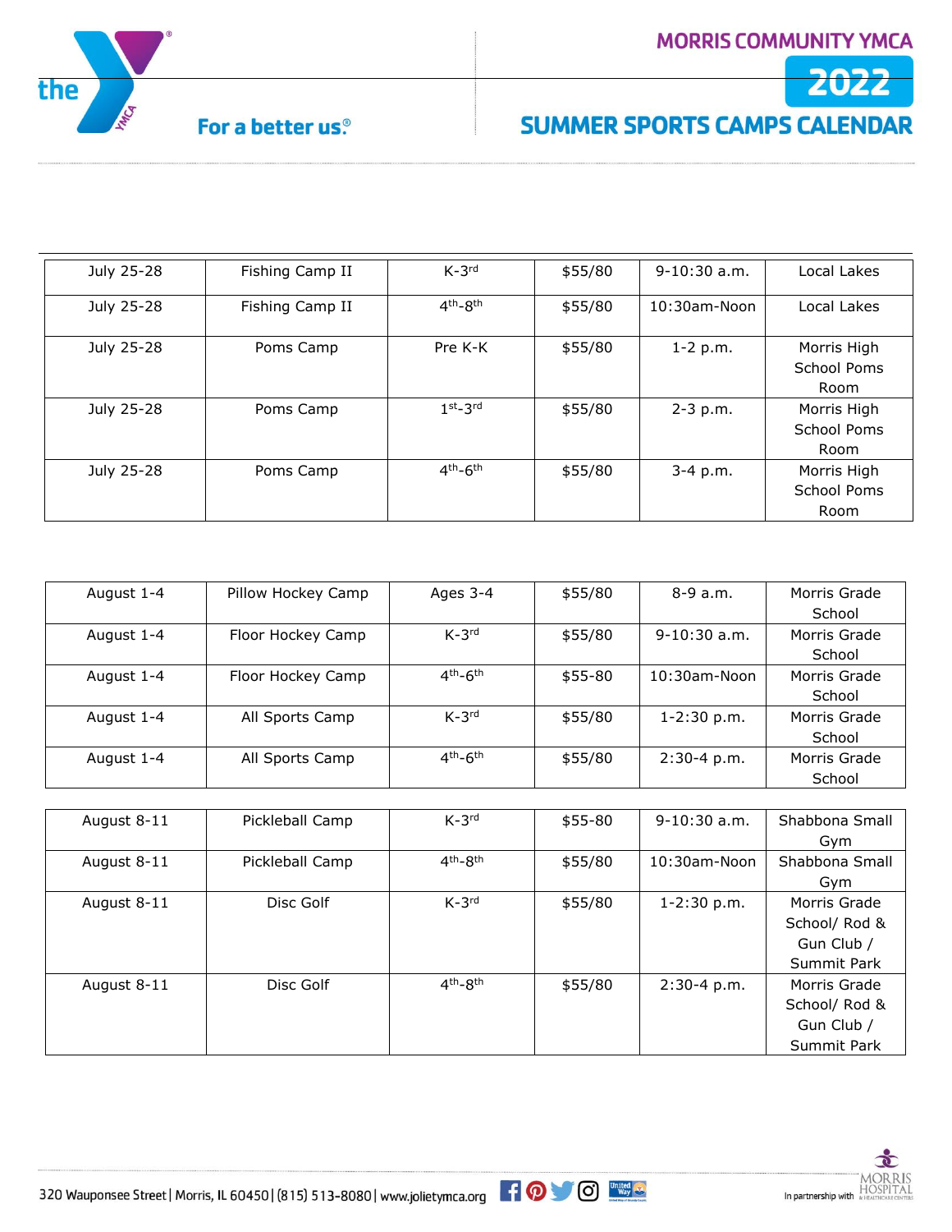# MORRIS COMMUNITY YMCA

## 2022

## SUMMER SPORTS CAMPS CALENDAR

| | | | | | |
|---|---|---|---|---|---|
| July 25-28 | Fishing Camp II | K-3rd | $55/80 | 9-10:30 a.m. | Local Lakes |
| July 25-28 | Fishing Camp II | 4th-8th | $55/80 | 10:30am-Noon | Local Lakes |
| July 25-28 | Poms Camp | Pre K-K | $55/80 | 1-2 p.m. | Morris High School Poms Room |
| July 25-28 | Poms Camp | 1st-3rd | $55/80 | 2-3 p.m. | Morris High School Poms Room |
| July 25-28 | Poms Camp | 4th-6th | $55/80 | 3-4 p.m. | Morris High School Poms Room |

| | | | | | |
|---|---|---|---|---|---|
| August 1-4 | Pillow Hockey Camp | Ages 3-4 | $55/80 | 8-9 a.m. | Morris Grade School |
| August 1-4 | Floor Hockey Camp | K-3rd | $55/80 | 9-10:30 a.m. | Morris Grade School |
| August 1-4 | Floor Hockey Camp | 4th-6th | $55-80 | 10:30am-Noon | Morris Grade School |
| August 1-4 | All Sports Camp | K-3rd | $55/80 | 1-2:30 p.m. | Morris Grade School |
| August 1-4 | All Sports Camp | 4th-6th | $55/80 | 2:30-4 p.m. | Morris Grade School |

| | | | | | |
|---|---|---|---|---|---|
| August 8-11 | Pickleball Camp | K-3rd | $55-80 | 9-10:30 a.m. | Shabbona Small Gym |
| August 8-11 | Pickleball Camp | 4th-8th | $55/80 | 10:30am-Noon | Shabbona Small Gym |
| August 8-11 | Disc Golf | K-3rd | $55/80 | 1-2:30 p.m. | Morris Grade School/ Rod & Gun Club / Summit Park |
| August 8-11 | Disc Golf | 4th-8th | $55/80 | 2:30-4 p.m. | Morris Grade School/ Rod & Gun Club / Summit Park |